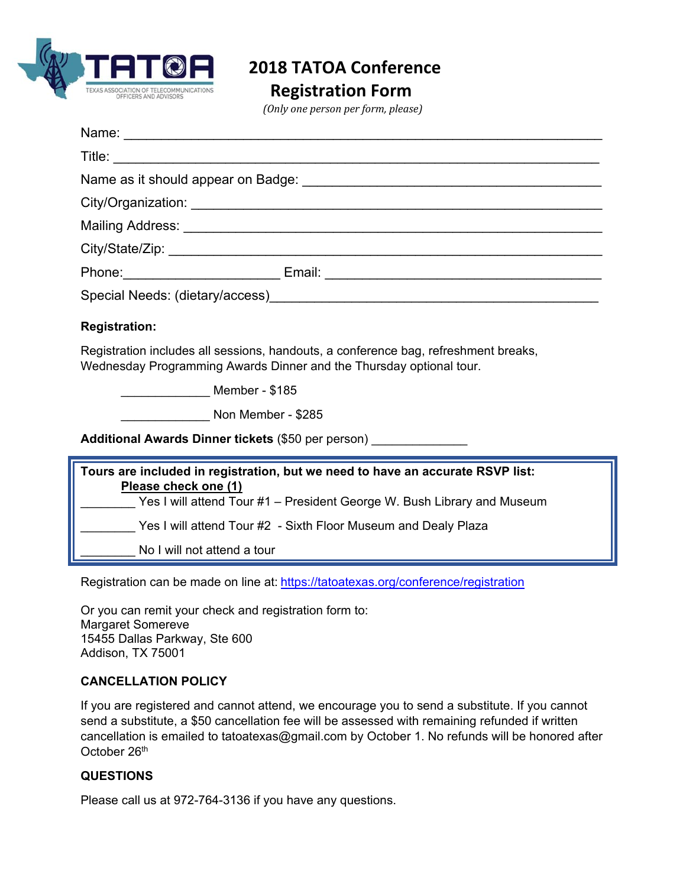TATOA
TEXAS ASSOCIATION OF TELECOMMUNICATIONS OFFICERS AND ADVISORS

# 2018 TATOA Conference Registration Form

*(Only one person per form, please)*

Name: ___________________________________________________________

Title: ___________________________________________________________

Name as it should appear on Badge: ________________________________________

City/Organization: ________________________________________________

Mailing Address: _________________________________________________

City/State/Zip: __________________________________________________

Phone:_____________________ Email: _____________________________________

Special Needs: (dietary/access)_____________________________________________

**Registration:**

Registration includes all sessions, handouts, a conference bag, refreshment breaks, Wednesday Programming Awards Dinner and the Thursday optional tour.

_____________ Member - $185

_____________ Non Member - $285

**Additional Awards Dinner tickets** ($50 per person) _____________

**Tours are included in registration, but we need to have an accurate RSVP list:**
**Please check one (1)**

________ Yes I will attend Tour #1 – President George W. Bush Library and Museum

________ Yes I will attend Tour #2 - Sixth Floor Museum and Dealy Plaza

________ No I will not attend a tour

Registration can be made on line at: https://tatoatexas.org/conference/registration

Or you can remit your check and registration form to:
Margaret Somereve
15455 Dallas Parkway, Ste 600
Addison, TX 75001

**CANCELLATION POLICY**

If you are registered and cannot attend, we encourage you to send a substitute. If you cannot send a substitute, a $50 cancellation fee will be assessed with remaining refunded if written cancellation is emailed to tatoatexas@gmail.com by October 1. No refunds will be honored after October 26th

**QUESTIONS**

Please call us at 972-764-3136 if you have any questions.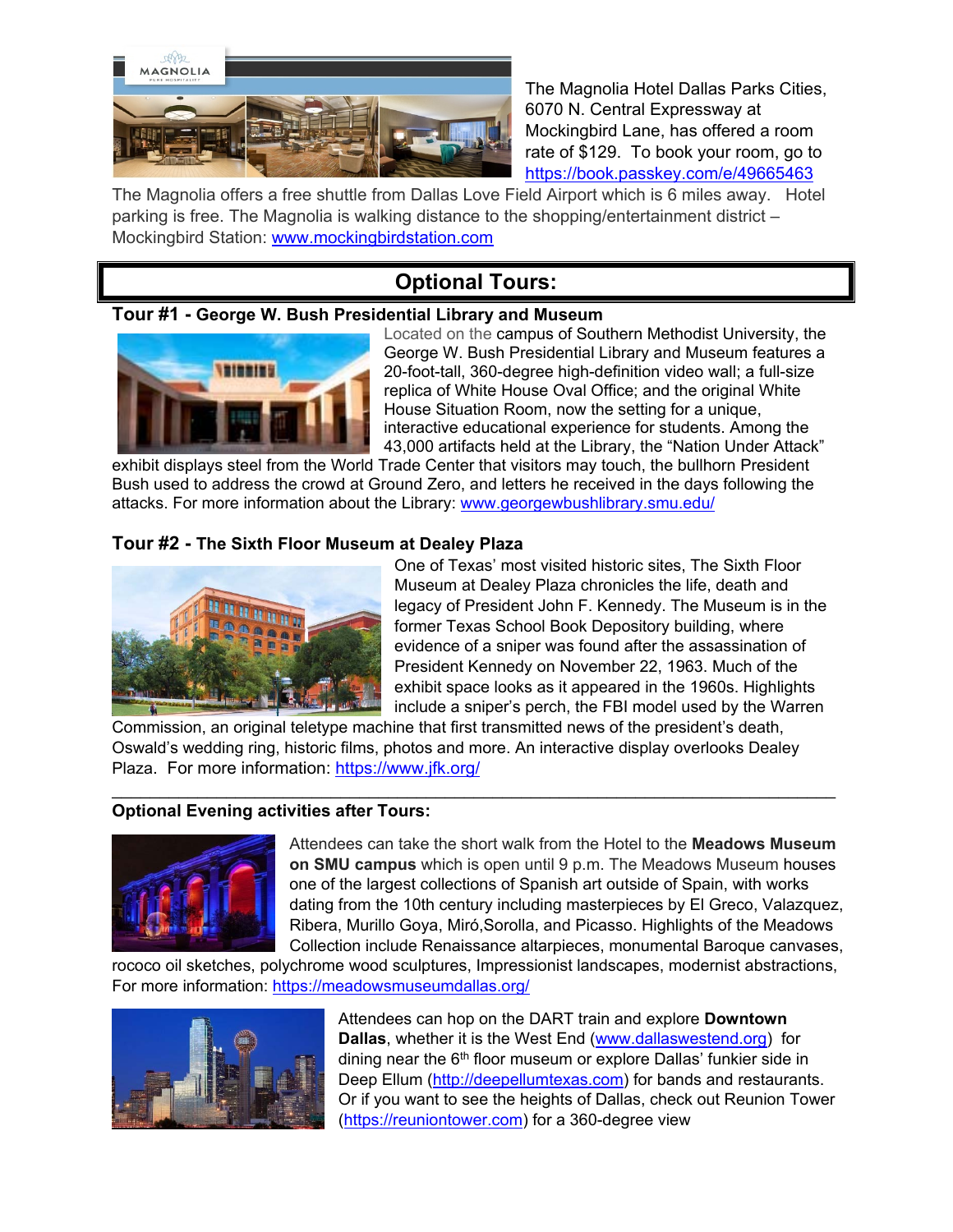The Magnolia Hotel Dallas Parks Cities, 6070 N. Central Expressway at Mockingbird Lane, has offered a room rate of $129. To book your room, go to https://book.passkey.com/e/49665463 The Magnolia offers a free shuttle from Dallas Love Field Airport which is 6 miles away. Hotel parking is free. The Magnolia is walking distance to the shopping/entertainment district – Mockingbird Station: www.mockingbirdstation.com

# Optional Tours:

### Tour #1 - George W. Bush Presidential Library and Museum

Located on the campus of Southern Methodist University, the George W. Bush Presidential Library and Museum features a 20-foot-tall, 360-degree high-definition video wall; a full-size replica of White House Oval Office; and the original White House Situation Room, now the setting for a unique, interactive educational experience for students. Among the 43,000 artifacts held at the Library, the "Nation Under Attack" exhibit displays steel from the World Trade Center that visitors may touch, the bullhorn President Bush used to address the crowd at Ground Zero, and letters he received in the days following the attacks. For more information about the Library: www.georgewbushlibrary.smu.edu/

### Tour #2 - The Sixth Floor Museum at Dealey Plaza

One of Texas' most visited historic sites, The Sixth Floor Museum at Dealey Plaza chronicles the life, death and legacy of President John F. Kennedy. The Museum is in the former Texas School Book Depository building, where evidence of a sniper was found after the assassination of President Kennedy on November 22, 1963. Much of the exhibit space looks as it appeared in the 1960s. Highlights include a sniper's perch, the FBI model used by the Warren Commission, an original teletype machine that first transmitted news of the president's death, Oswald's wedding ring, historic films, photos and more. An interactive display overlooks Dealey Plaza. For more information: https://www.jfk.org/

---

**Optional Evening activities after Tours:**

Attendees can take the short walk from the Hotel to the **Meadows Museum on SMU campus** which is open until 9 p.m. The Meadows Museum houses one of the largest collections of Spanish art outside of Spain, with works dating from the 10th century including masterpieces by El Greco, Valazquez, Ribera, Murillo Goya, Miró,Sorolla, and Picasso. Highlights of the Meadows Collection include Renaissance altarpieces, monumental Baroque canvases, rococo oil sketches, polychrome wood sculptures, Impressionist landscapes, modernist abstractions, For more information: https://meadowsmuseumdallas.org/

Attendees can hop on the DART train and explore **Downtown Dallas**, whether it is the West End (www.dallaswestend.org) for dining near the 6th floor museum or explore Dallas' funkier side in Deep Ellum (http://deepellumtexas.com) for bands and restaurants. Or if you want to see the heights of Dallas, check out Reunion Tower (https://reuniontower.com) for a 360-degree view